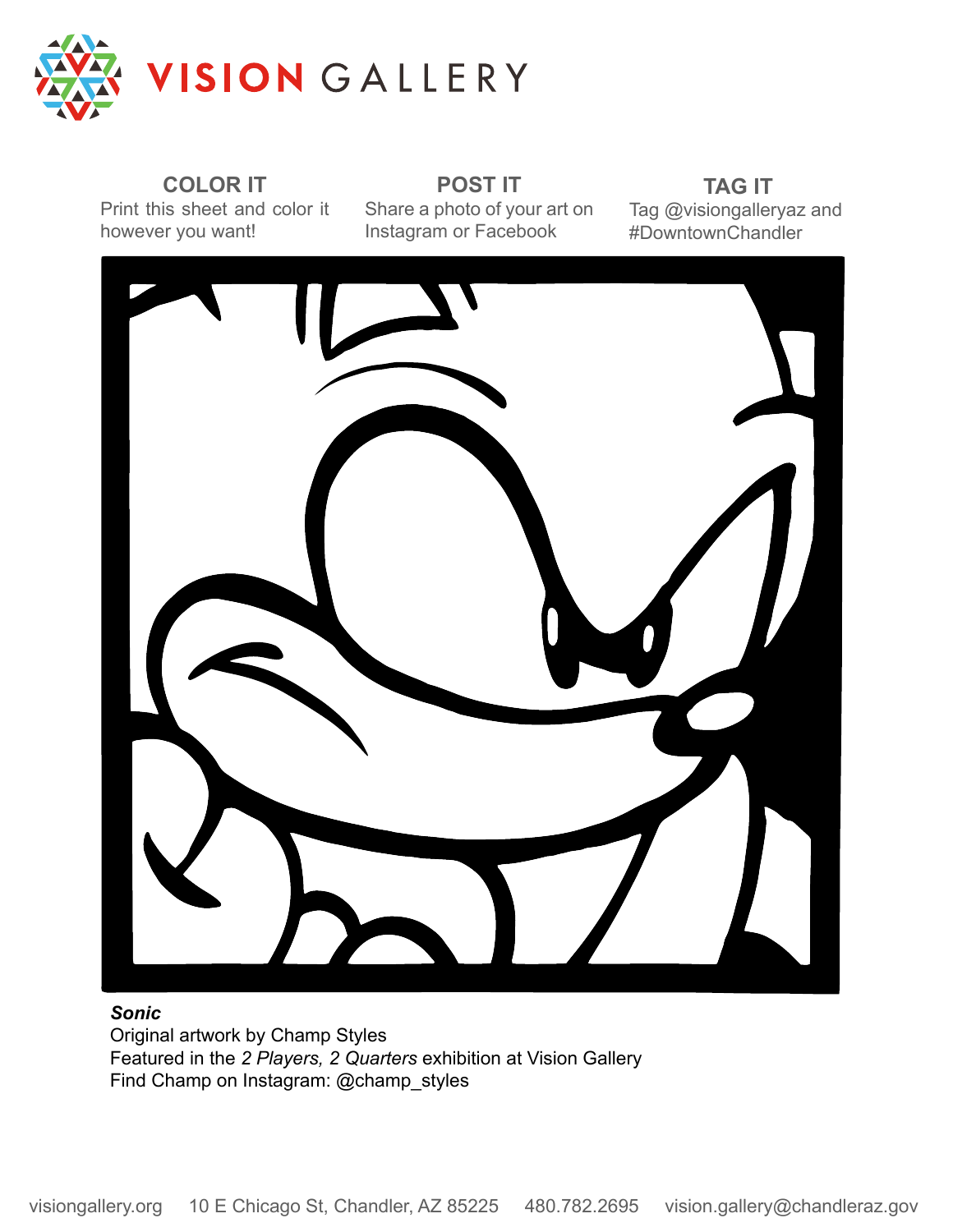# VISION GALLERY

**COLOR IT**
Print this sheet and color it however you want!

**POST IT**
Share a photo of your art on Instagram or Facebook

**TAG IT**
Tag @visiongalleryaz and #DowntownChandler

***Sonic***
Original artwork by Champ Styles
Featured in the *2 Players, 2 Quarters* exhibition at Vision Gallery
Find Champ on Instagram: @champ_styles

visiongallery.org 10 E Chicago St, Chandler, AZ 85225 480.782.2695 vision.gallery@chandleraz.gov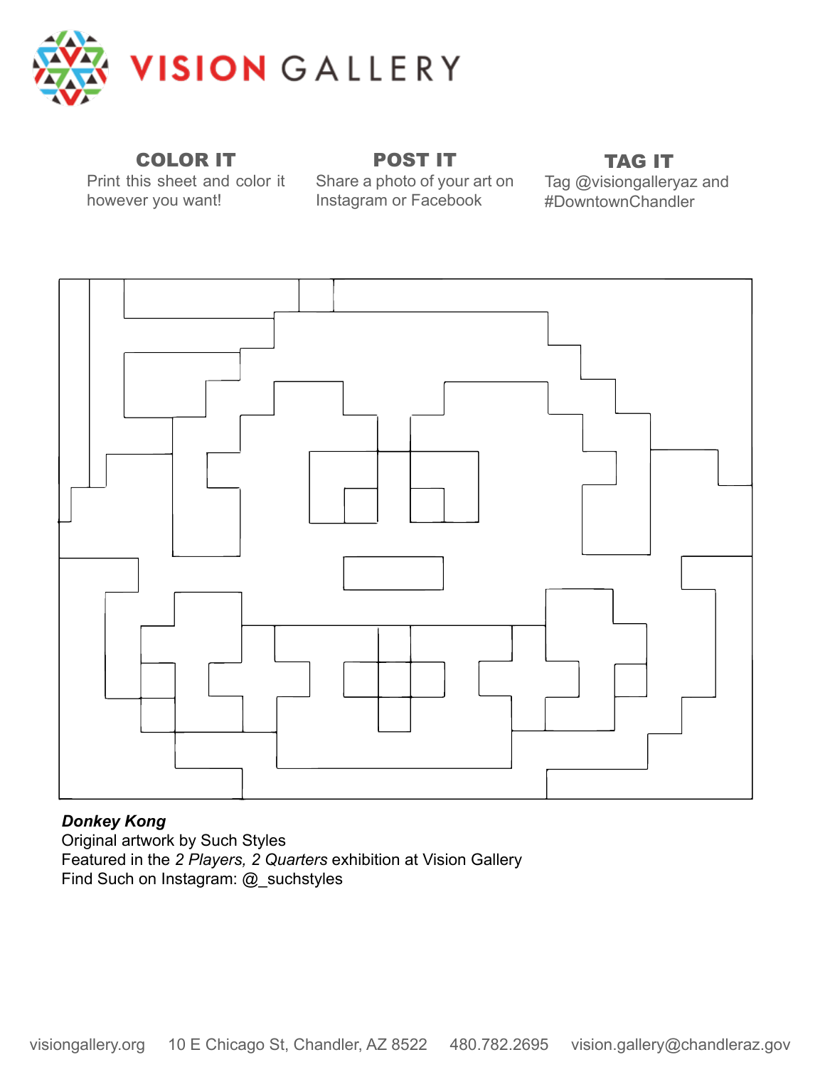# VISION GALLERY

**COLOR IT**
Print this sheet and color it however you want!

**POST IT**
Share a photo of your art on Instagram or Facebook

**TAG IT**
Tag @visiongalleryaz and #DowntownChandler

***Donkey Kong***
Original artwork by Such Styles
Featured in the *2 Players, 2 Quarters* exhibition at Vision Gallery
Find Such on Instagram: @_suchstyles

visiongallery.org 10 E Chicago St, Chandler, AZ 8522 480.782.2695 vision.gallery@chandleraz.gov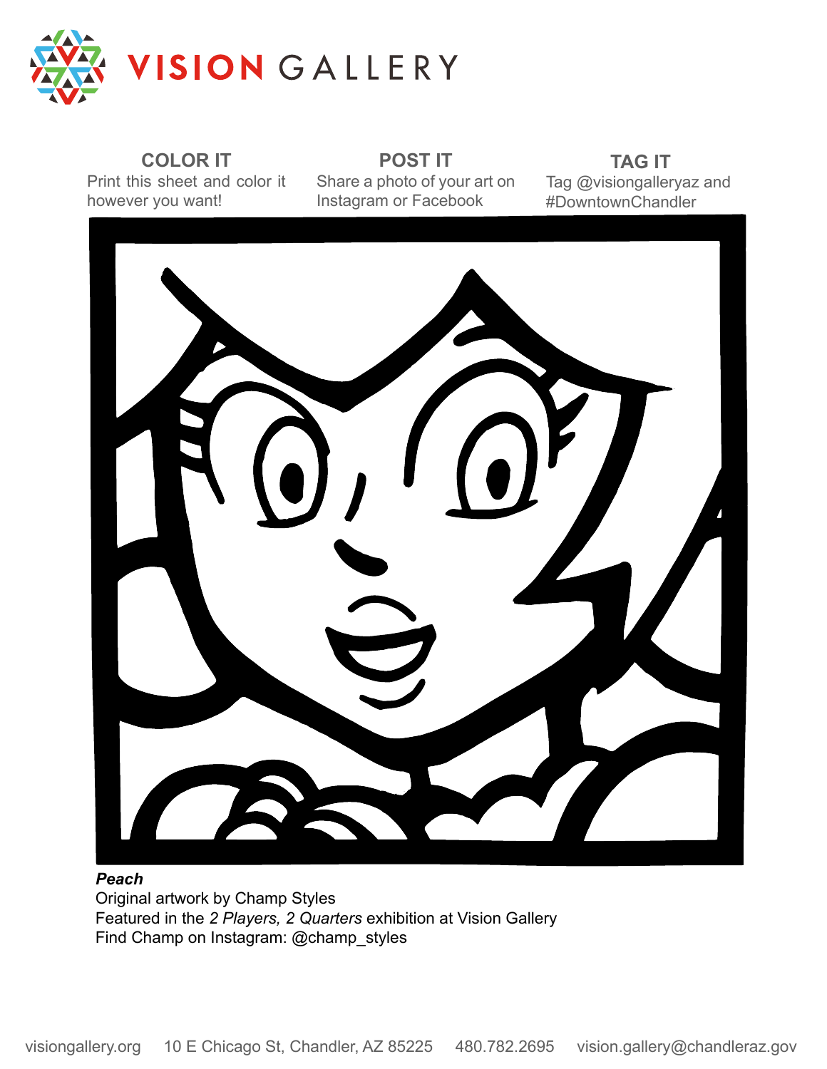VISION GALLERY

**COLOR IT**
Print this sheet and color it however you want!

**POST IT**
Share a photo of your art on Instagram or Facebook

**TAG IT**
Tag @visiongalleryaz and #DowntownChandler

***Peach***
Original artwork by Champ Styles
Featured in the *2 Players, 2 Quarters* exhibition at Vision Gallery
Find Champ on Instagram: @champ_styles

visiongallery.org 10 E Chicago St, Chandler, AZ 85225 480.782.2695 vision.gallery@chandleraz.gov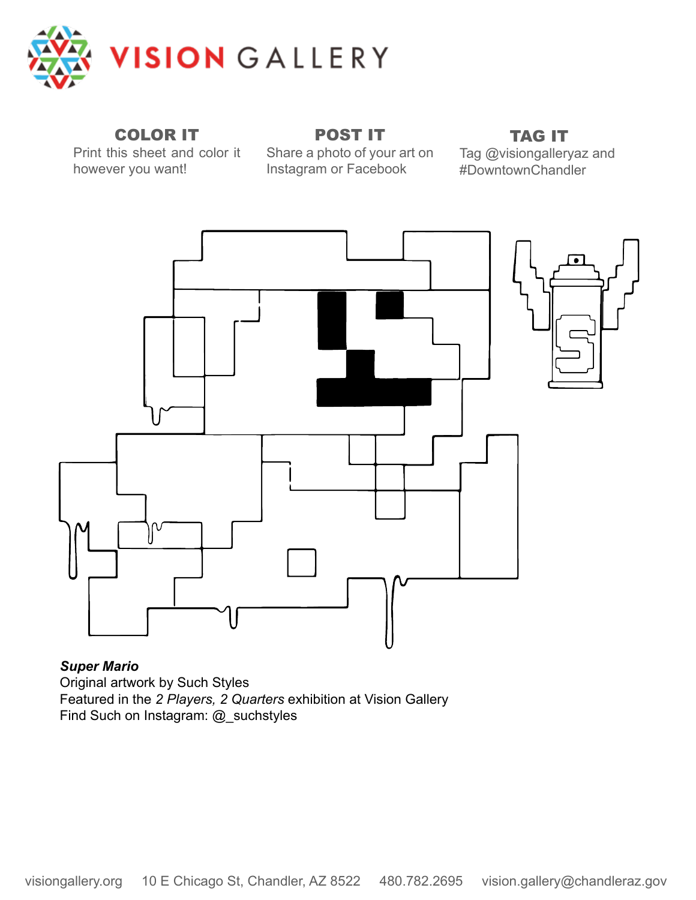# VISION GALLERY

**COLOR IT**
Print this sheet and color it however you want!

**POST IT**
Share a photo of your art on Instagram or Facebook

**TAG IT**
Tag @visiongalleryaz and #DowntownChandler

***Super Mario***
Original artwork by Such Styles
Featured in the *2 Players, 2 Quarters* exhibition at Vision Gallery
Find Such on Instagram: @_suchstyles

visiongallery.org 10 E Chicago St, Chandler, AZ 8522 480.782.2695 vision.gallery@chandleraz.gov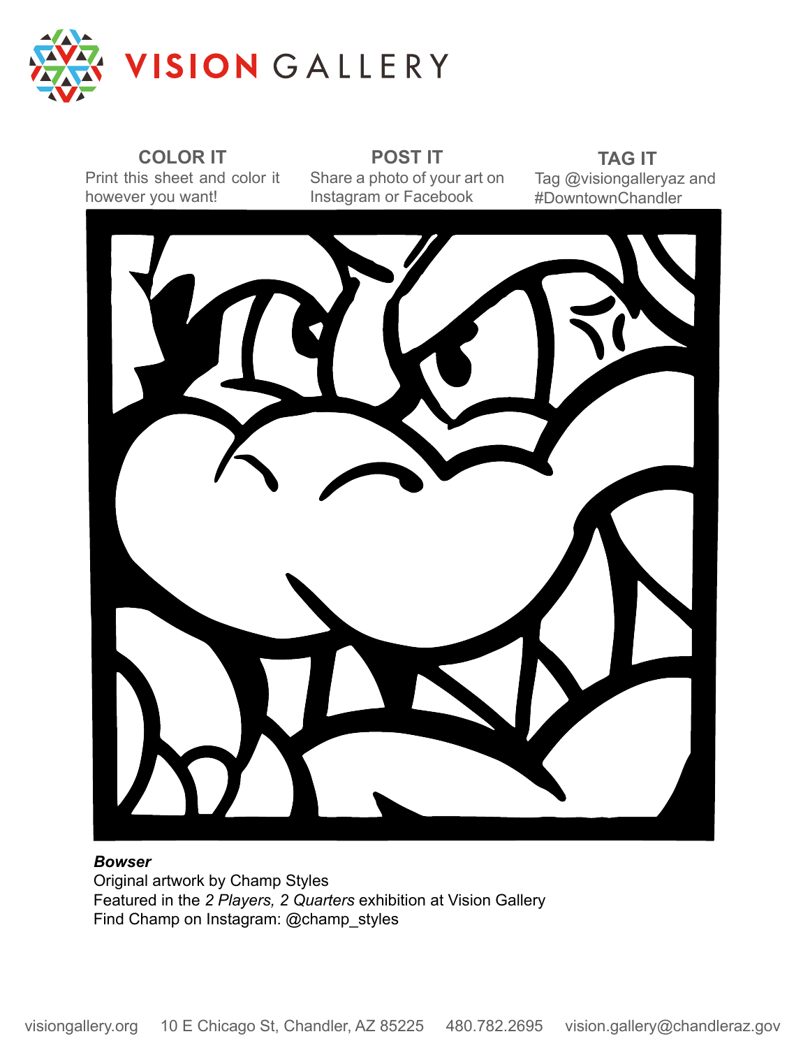# VISION GALLERY

**COLOR IT**
Print this sheet and color it however you want!

**POST IT**
Share a photo of your art on Instagram or Facebook

**TAG IT**
Tag @visiongalleryaz and #DowntownChandler

***Bowser***
Original artwork by Champ Styles
Featured in the *2 Players, 2 Quarters* exhibition at Vision Gallery
Find Champ on Instagram: @champ_styles

visiongallery.org 10 E Chicago St, Chandler, AZ 85225 480.782.2695 vision.gallery@chandleraz.gov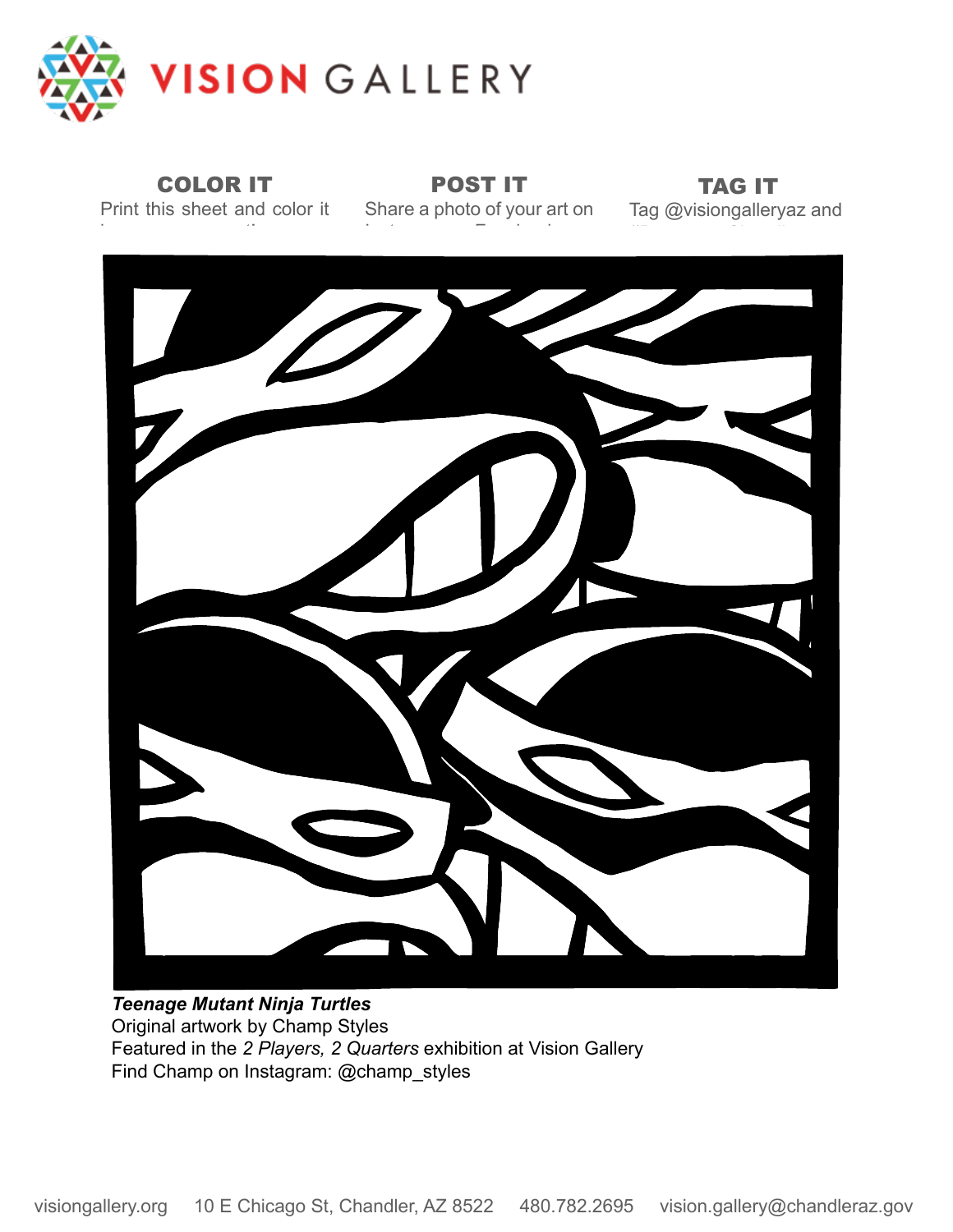# VISION GALLERY

**COLOR IT**
Print this sheet and color it

**POST IT**
Share a photo of your art on

**TAG IT**
Tag @visiongalleryaz and

***Teenage Mutant Ninja Turtles***
Original artwork by Champ Styles
Featured in the *2 Players, 2 Quarters* exhibition at Vision Gallery
Find Champ on Instagram: @champ_styles

visiongallery.org 10 E Chicago St, Chandler, AZ 8522 480.782.2695 vision.gallery@chandleraz.gov